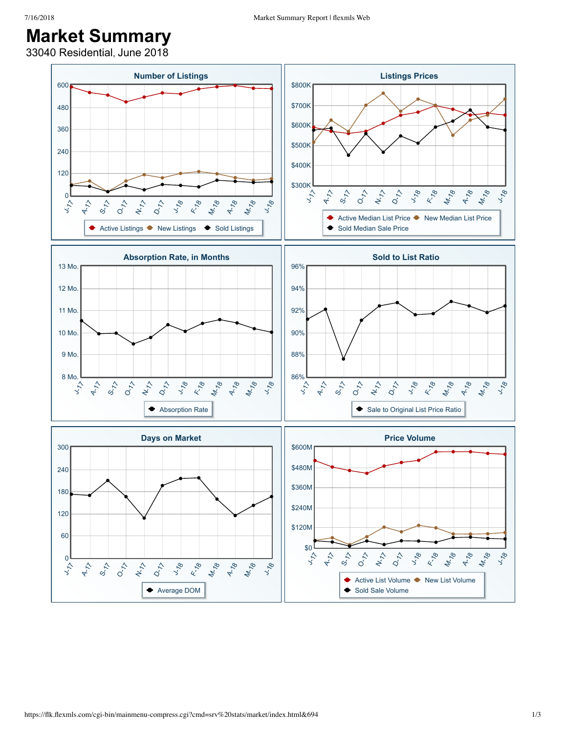# Market Summary

33040 Residential, June 2018

### Number of Listings

Active Listings · New Listings · Sold Listings

### Listings Prices

Active Median List Price · New Median List Price · Sold Median Sale Price

### Absorption Rate, in Months

Absorption Rate

### Sold to List Ratio

Sale to Original List Price Ratio

### Days on Market

Average DOM

### Price Volume

Active List Volume · New List Volume · Sold Sale Volume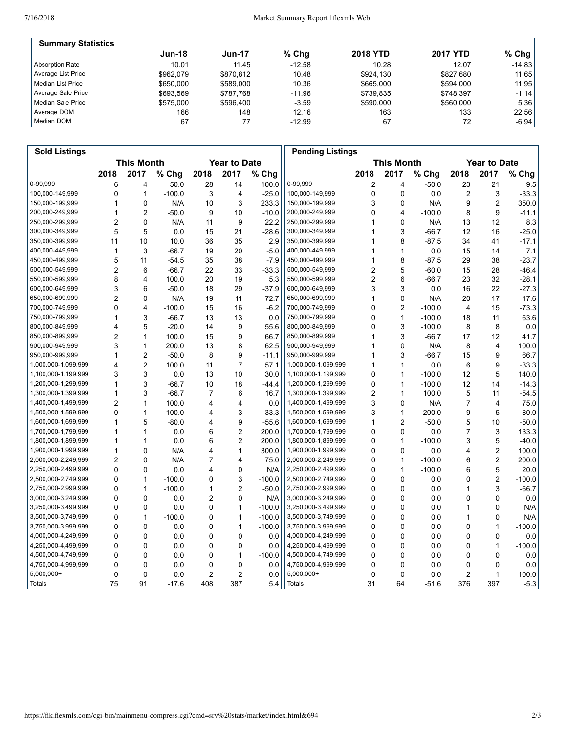## Summary Statistics

| | Jun-18 | Jun-17 | % Chg | 2018 YTD | 2017 YTD | % Chg |
|---|---|---|---|---|---|---|
| Absorption Rate | 10.01 | 11.45 | -12.58 | 10.28 | 12.07 | -14.83 |
| Average List Price | $962,079 | $870,812 | 10.48 | $924,130 | $827,680 | 11.65 |
| Median List Price | $650,000 | $589,000 | 10.36 | $665,000 | $594,000 | 11.95 |
| Average Sale Price | $693,569 | $787,768 | -11.96 | $739,835 | $748,397 | -1.14 |
| Median Sale Price | $575,000 | $596,400 | -3.59 | $590,000 | $560,000 | 5.36 |
| Average DOM | 166 | 148 | 12.16 | 163 | 133 | 22.56 |
| Median DOM | 67 | 77 | -12.99 | 67 | 72 | -6.94 |

## Sold Listings

| | This Month | | | Year to Date | | |
|---|---|---|---|---|---|---|
| | 2018 | 2017 | % Chg | 2018 | 2017 | % Chg |
| 0-99,999 | 6 | 4 | 50.0 | 28 | 14 | 100.0 |
| 100,000-149,999 | 0 | 1 | -100.0 | 3 | 4 | -25.0 |
| 150,000-199,999 | 1 | 0 | N/A | 10 | 3 | 233.3 |
| 200,000-249,999 | 1 | 2 | -50.0 | 9 | 10 | -10.0 |
| 250,000-299,999 | 2 | 0 | N/A | 11 | 9 | 22.2 |
| 300,000-349,999 | 5 | 5 | 0.0 | 15 | 21 | -28.6 |
| 350,000-399,999 | 11 | 10 | 10.0 | 36 | 35 | 2.9 |
| 400,000-449,999 | 1 | 3 | -66.7 | 19 | 20 | -5.0 |
| 450,000-499,999 | 5 | 11 | -54.5 | 35 | 38 | -7.9 |
| 500,000-549,999 | 2 | 6 | -66.7 | 22 | 33 | -33.3 |
| 550,000-599,999 | 8 | 4 | 100.0 | 20 | 19 | 5.3 |
| 600,000-649,999 | 3 | 6 | -50.0 | 18 | 29 | -37.9 |
| 650,000-699,999 | 2 | 0 | N/A | 19 | 11 | 72.7 |
| 700,000-749,999 | 0 | 4 | -100.0 | 15 | 16 | -6.2 |
| 750,000-799,999 | 1 | 3 | -66.7 | 13 | 13 | 0.0 |
| 800,000-849,999 | 4 | 5 | -20.0 | 14 | 9 | 55.6 |
| 850,000-899,999 | 2 | 1 | 100.0 | 15 | 9 | 66.7 |
| 900,000-949,999 | 3 | 1 | 200.0 | 13 | 8 | 62.5 |
| 950,000-999,999 | 1 | 2 | -50.0 | 8 | 9 | -11.1 |
| 1,000,000-1,099,999 | 4 | 2 | 100.0 | 11 | 7 | 57.1 |
| 1,100,000-1,199,999 | 3 | 3 | 0.0 | 13 | 10 | 30.0 |
| 1,200,000-1,299,999 | 1 | 3 | -66.7 | 10 | 18 | -44.4 |
| 1,300,000-1,399,999 | 1 | 3 | -66.7 | 7 | 6 | 16.7 |
| 1,400,000-1,499,999 | 2 | 1 | 100.0 | 4 | 4 | 0.0 |
| 1,500,000-1,599,999 | 0 | 1 | -100.0 | 4 | 3 | 33.3 |
| 1,600,000-1,699,999 | 1 | 5 | -80.0 | 4 | 9 | -55.6 |
| 1,700,000-1,799,999 | 1 | 1 | 0.0 | 6 | 2 | 200.0 |
| 1,800,000-1,899,999 | 1 | 1 | 0.0 | 6 | 2 | 200.0 |
| 1,900,000-1,999,999 | 1 | 0 | N/A | 4 | 1 | 300.0 |
| 2,000,000-2,249,999 | 2 | 0 | N/A | 7 | 4 | 75.0 |
| 2,250,000-2,499,999 | 0 | 0 | 0.0 | 4 | 0 | N/A |
| 2,500,000-2,749,999 | 0 | 1 | -100.0 | 0 | 3 | -100.0 |
| 2,750,000-2,999,999 | 0 | 1 | -100.0 | 1 | 2 | -50.0 |
| 3,000,000-3,249,999 | 0 | 0 | 0.0 | 2 | 0 | N/A |
| 3,250,000-3,499,999 | 0 | 0 | 0.0 | 0 | 1 | -100.0 |
| 3,500,000-3,749,999 | 0 | 1 | -100.0 | 0 | 1 | -100.0 |
| 3,750,000-3,999,999 | 0 | 0 | 0.0 | 0 | 1 | -100.0 |
| 4,000,000-4,249,999 | 0 | 0 | 0.0 | 0 | 0 | 0.0 |
| 4,250,000-4,499,999 | 0 | 0 | 0.0 | 0 | 0 | 0.0 |
| 4,500,000-4,749,999 | 0 | 0 | 0.0 | 0 | 1 | -100.0 |
| 4,750,000-4,999,999 | 0 | 0 | 0.0 | 0 | 0 | 0.0 |
| 5,000,000+ | 0 | 0 | 0.0 | 2 | 2 | 0.0 |
| Totals | 75 | 91 | -17.6 | 408 | 387 | 5.4 |

## Pending Listings

| | This Month | | | Year to Date | | |
|---|---|---|---|---|---|---|
| | 2018 | 2017 | % Chg | 2018 | 2017 | % Chg |
| 0-99,999 | 2 | 4 | -50.0 | 23 | 21 | 9.5 |
| 100,000-149,999 | 0 | 0 | 0.0 | 2 | 3 | -33.3 |
| 150,000-199,999 | 3 | 0 | N/A | 9 | 2 | 350.0 |
| 200,000-249,999 | 0 | 4 | -100.0 | 8 | 9 | -11.1 |
| 250,000-299,999 | 1 | 0 | N/A | 13 | 12 | 8.3 |
| 300,000-349,999 | 1 | 3 | -66.7 | 12 | 16 | -25.0 |
| 350,000-399,999 | 1 | 8 | -87.5 | 34 | 41 | -17.1 |
| 400,000-449,999 | 1 | 1 | 0.0 | 15 | 14 | 7.1 |
| 450,000-499,999 | 1 | 8 | -87.5 | 29 | 38 | -23.7 |
| 500,000-549,999 | 2 | 5 | -60.0 | 15 | 28 | -46.4 |
| 550,000-599,999 | 2 | 6 | -66.7 | 23 | 32 | -28.1 |
| 600,000-649,999 | 3 | 3 | 0.0 | 16 | 22 | -27.3 |
| 650,000-699,999 | 1 | 0 | N/A | 20 | 17 | 17.6 |
| 700,000-749,999 | 0 | 2 | -100.0 | 4 | 15 | -73.3 |
| 750,000-799,999 | 0 | 1 | -100.0 | 18 | 11 | 63.6 |
| 800,000-849,999 | 0 | 3 | -100.0 | 8 | 8 | 0.0 |
| 850,000-899,999 | 1 | 3 | -66.7 | 17 | 12 | 41.7 |
| 900,000-949,999 | 1 | 0 | N/A | 8 | 4 | 100.0 |
| 950,000-999,999 | 1 | 3 | -66.7 | 15 | 9 | 66.7 |
| 1,000,000-1,099,999 | 1 | 1 | 0.0 | 6 | 9 | -33.3 |
| 1,100,000-1,199,999 | 0 | 1 | -100.0 | 12 | 5 | 140.0 |
| 1,200,000-1,299,999 | 0 | 1 | -100.0 | 12 | 14 | -14.3 |
| 1,300,000-1,399,999 | 2 | 1 | 100.0 | 5 | 11 | -54.5 |
| 1,400,000-1,499,999 | 3 | 0 | N/A | 7 | 4 | 75.0 |
| 1,500,000-1,599,999 | 3 | 1 | 200.0 | 9 | 5 | 80.0 |
| 1,600,000-1,699,999 | 1 | 2 | -50.0 | 5 | 10 | -50.0 |
| 1,700,000-1,799,999 | 0 | 0 | 0.0 | 7 | 3 | 133.3 |
| 1,800,000-1,899,999 | 0 | 1 | -100.0 | 3 | 5 | -40.0 |
| 1,900,000-1,999,999 | 0 | 0 | 0.0 | 4 | 2 | 100.0 |
| 2,000,000-2,249,999 | 0 | 1 | -100.0 | 6 | 2 | 200.0 |
| 2,250,000-2,499,999 | 0 | 1 | -100.0 | 6 | 5 | 20.0 |
| 2,500,000-2,749,999 | 0 | 0 | 0.0 | 0 | 2 | -100.0 |
| 2,750,000-2,999,999 | 0 | 0 | 0.0 | 1 | 3 | -66.7 |
| 3,000,000-3,249,999 | 0 | 0 | 0.0 | 0 | 0 | 0.0 |
| 3,250,000-3,499,999 | 0 | 0 | 0.0 | 1 | 0 | N/A |
| 3,500,000-3,749,999 | 0 | 0 | 0.0 | 1 | 0 | N/A |
| 3,750,000-3,999,999 | 0 | 0 | 0.0 | 0 | 1 | -100.0 |
| 4,000,000-4,249,999 | 0 | 0 | 0.0 | 0 | 0 | 0.0 |
| 4,250,000-4,499,999 | 0 | 0 | 0.0 | 0 | 1 | -100.0 |
| 4,500,000-4,749,999 | 0 | 0 | 0.0 | 0 | 0 | 0.0 |
| 4,750,000-4,999,999 | 0 | 0 | 0.0 | 0 | 0 | 0.0 |
| 5,000,000+ | 0 | 0 | 0.0 | 2 | 1 | 100.0 |
| Totals | 31 | 64 | -51.6 | 376 | 397 | -5.3 |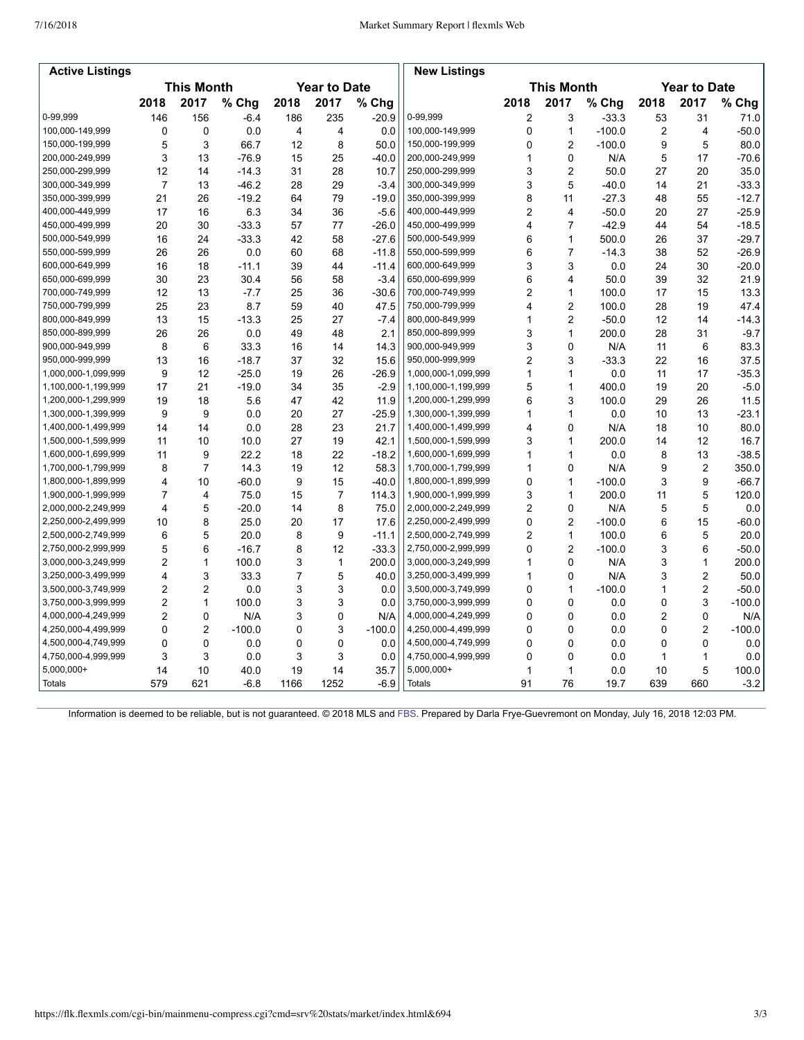| Active Listings | This Month | | | Year to Date | | |
|---|---|---|---|---|---|---|
| | 2018 | 2017 | % Chg | 2018 | 2017 | % Chg |
| 0-99,999 | 146 | 156 | -6.4 | 186 | 235 | -20.9 |
| 100,000-149,999 | 0 | 0 | 0.0 | 4 | 4 | 0.0 |
| 150,000-199,999 | 5 | 3 | 66.7 | 12 | 8 | 50.0 |
| 200,000-249,999 | 3 | 13 | -76.9 | 15 | 25 | -40.0 |
| 250,000-299,999 | 12 | 14 | -14.3 | 31 | 28 | 10.7 |
| 300,000-349,999 | 7 | 13 | -46.2 | 28 | 29 | -3.4 |
| 350,000-399,999 | 21 | 26 | -19.2 | 64 | 79 | -19.0 |
| 400,000-449,999 | 17 | 16 | 6.3 | 34 | 36 | -5.6 |
| 450,000-499,999 | 20 | 30 | -33.3 | 57 | 77 | -26.0 |
| 500,000-549,999 | 16 | 24 | -33.3 | 42 | 58 | -27.6 |
| 550,000-599,999 | 26 | 26 | 0.0 | 60 | 68 | -11.8 |
| 600,000-649,999 | 16 | 18 | -11.1 | 39 | 44 | -11.4 |
| 650,000-699,999 | 30 | 23 | 30.4 | 56 | 58 | -3.4 |
| 700,000-749,999 | 12 | 13 | -7.7 | 25 | 36 | -30.6 |
| 750,000-799,999 | 25 | 23 | 8.7 | 59 | 40 | 47.5 |
| 800,000-849,999 | 13 | 15 | -13.3 | 25 | 27 | -7.4 |
| 850,000-899,999 | 26 | 26 | 0.0 | 49 | 48 | 2.1 |
| 900,000-949,999 | 8 | 6 | 33.3 | 16 | 14 | 14.3 |
| 950,000-999,999 | 13 | 16 | -18.7 | 37 | 32 | 15.6 |
| 1,000,000-1,099,999 | 9 | 12 | -25.0 | 19 | 26 | -26.9 |
| 1,100,000-1,199,999 | 17 | 21 | -19.0 | 34 | 35 | -2.9 |
| 1,200,000-1,299,999 | 19 | 18 | 5.6 | 47 | 42 | 11.9 |
| 1,300,000-1,399,999 | 9 | 9 | 0.0 | 20 | 27 | -25.9 |
| 1,400,000-1,499,999 | 14 | 14 | 0.0 | 28 | 23 | 21.7 |
| 1,500,000-1,599,999 | 11 | 10 | 10.0 | 27 | 19 | 42.1 |
| 1,600,000-1,699,999 | 11 | 9 | 22.2 | 18 | 22 | -18.2 |
| 1,700,000-1,799,999 | 8 | 7 | 14.3 | 19 | 12 | 58.3 |
| 1,800,000-1,899,999 | 4 | 10 | -60.0 | 9 | 15 | -40.0 |
| 1,900,000-1,999,999 | 7 | 4 | 75.0 | 15 | 7 | 114.3 |
| 2,000,000-2,249,999 | 4 | 5 | -20.0 | 14 | 8 | 75.0 |
| 2,250,000-2,499,999 | 10 | 8 | 25.0 | 20 | 17 | 17.6 |
| 2,500,000-2,749,999 | 6 | 5 | 20.0 | 8 | 9 | -11.1 |
| 2,750,000-2,999,999 | 5 | 6 | -16.7 | 8 | 12 | -33.3 |
| 3,000,000-3,249,999 | 2 | 1 | 100.0 | 3 | 1 | 200.0 |
| 3,250,000-3,499,999 | 4 | 3 | 33.3 | 7 | 5 | 40.0 |
| 3,500,000-3,749,999 | 2 | 2 | 0.0 | 3 | 3 | 0.0 |
| 3,750,000-3,999,999 | 2 | 1 | 100.0 | 3 | 3 | 0.0 |
| 4,000,000-4,249,999 | 2 | 0 | N/A | 3 | 0 | N/A |
| 4,250,000-4,499,999 | 0 | 2 | -100.0 | 0 | 3 | -100.0 |
| 4,500,000-4,749,999 | 0 | 0 | 0.0 | 0 | 0 | 0.0 |
| 4,750,000-4,999,999 | 3 | 3 | 0.0 | 3 | 3 | 0.0 |
| 5,000,000+ | 14 | 10 | 40.0 | 19 | 14 | 35.7 |
| Totals | 579 | 621 | -6.8 | 1166 | 1252 | -6.9 |

| New Listings | This Month | | | Year to Date | | |
|---|---|---|---|---|---|---|
| | 2018 | 2017 | % Chg | 2018 | 2017 | % Chg |
| 0-99,999 | 2 | 3 | -33.3 | 53 | 31 | 71.0 |
| 100,000-149,999 | 0 | 1 | -100.0 | 2 | 4 | -50.0 |
| 150,000-199,999 | 0 | 2 | -100.0 | 9 | 5 | 80.0 |
| 200,000-249,999 | 1 | 0 | N/A | 5 | 17 | -70.6 |
| 250,000-299,999 | 3 | 2 | 50.0 | 27 | 20 | 35.0 |
| 300,000-349,999 | 3 | 5 | -40.0 | 14 | 21 | -33.3 |
| 350,000-399,999 | 8 | 11 | -27.3 | 48 | 55 | -12.7 |
| 400,000-449,999 | 2 | 4 | -50.0 | 20 | 27 | -25.9 |
| 450,000-499,999 | 4 | 7 | -42.9 | 44 | 54 | -18.5 |
| 500,000-549,999 | 6 | 1 | 500.0 | 26 | 37 | -29.7 |
| 550,000-599,999 | 6 | 7 | -14.3 | 38 | 52 | -26.9 |
| 600,000-649,999 | 3 | 3 | 0.0 | 24 | 30 | -20.0 |
| 650,000-699,999 | 6 | 4 | 50.0 | 39 | 32 | 21.9 |
| 700,000-749,999 | 2 | 1 | 100.0 | 17 | 15 | 13.3 |
| 750,000-799,999 | 4 | 2 | 100.0 | 28 | 19 | 47.4 |
| 800,000-849,999 | 1 | 2 | -50.0 | 12 | 14 | -14.3 |
| 850,000-899,999 | 3 | 1 | 200.0 | 28 | 31 | -9.7 |
| 900,000-949,999 | 3 | 0 | N/A | 11 | 6 | 83.3 |
| 950,000-999,999 | 2 | 3 | -33.3 | 22 | 16 | 37.5 |
| 1,000,000-1,099,999 | 1 | 1 | 0.0 | 11 | 17 | -35.3 |
| 1,100,000-1,199,999 | 5 | 1 | 400.0 | 19 | 20 | -5.0 |
| 1,200,000-1,299,999 | 6 | 3 | 100.0 | 29 | 26 | 11.5 |
| 1,300,000-1,399,999 | 1 | 1 | 0.0 | 10 | 13 | -23.1 |
| 1,400,000-1,499,999 | 4 | 0 | N/A | 18 | 10 | 80.0 |
| 1,500,000-1,599,999 | 3 | 1 | 200.0 | 14 | 12 | 16.7 |
| 1,600,000-1,699,999 | 1 | 1 | 0.0 | 8 | 13 | -38.5 |
| 1,700,000-1,799,999 | 1 | 0 | N/A | 9 | 2 | 350.0 |
| 1,800,000-1,899,999 | 0 | 1 | -100.0 | 3 | 9 | -66.7 |
| 1,900,000-1,999,999 | 3 | 1 | 200.0 | 11 | 5 | 120.0 |
| 2,000,000-2,249,999 | 2 | 0 | N/A | 5 | 5 | 0.0 |
| 2,250,000-2,499,999 | 0 | 2 | -100.0 | 6 | 15 | -60.0 |
| 2,500,000-2,749,999 | 2 | 1 | 100.0 | 6 | 5 | 20.0 |
| 2,750,000-2,999,999 | 0 | 2 | -100.0 | 3 | 6 | -50.0 |
| 3,000,000-3,249,999 | 1 | 0 | N/A | 3 | 1 | 200.0 |
| 3,250,000-3,499,999 | 1 | 0 | N/A | 3 | 2 | 50.0 |
| 3,500,000-3,749,999 | 0 | 1 | -100.0 | 1 | 2 | -50.0 |
| 3,750,000-3,999,999 | 0 | 0 | 0.0 | 0 | 3 | -100.0 |
| 4,000,000-4,249,999 | 0 | 0 | 0.0 | 2 | 0 | N/A |
| 4,250,000-4,499,999 | 0 | 0 | 0.0 | 0 | 2 | -100.0 |
| 4,500,000-4,749,999 | 0 | 0 | 0.0 | 0 | 0 | 0.0 |
| 4,750,000-4,999,999 | 0 | 0 | 0.0 | 1 | 1 | 0.0 |
| 5,000,000+ | 1 | 1 | 0.0 | 10 | 5 | 100.0 |
| Totals | 91 | 76 | 19.7 | 639 | 660 | -3.2 |

Information is deemed to be reliable, but is not guaranteed. © 2018 MLS and FBS. Prepared by Darla Frye-Guevremont on Monday, July 16, 2018 12:03 PM.